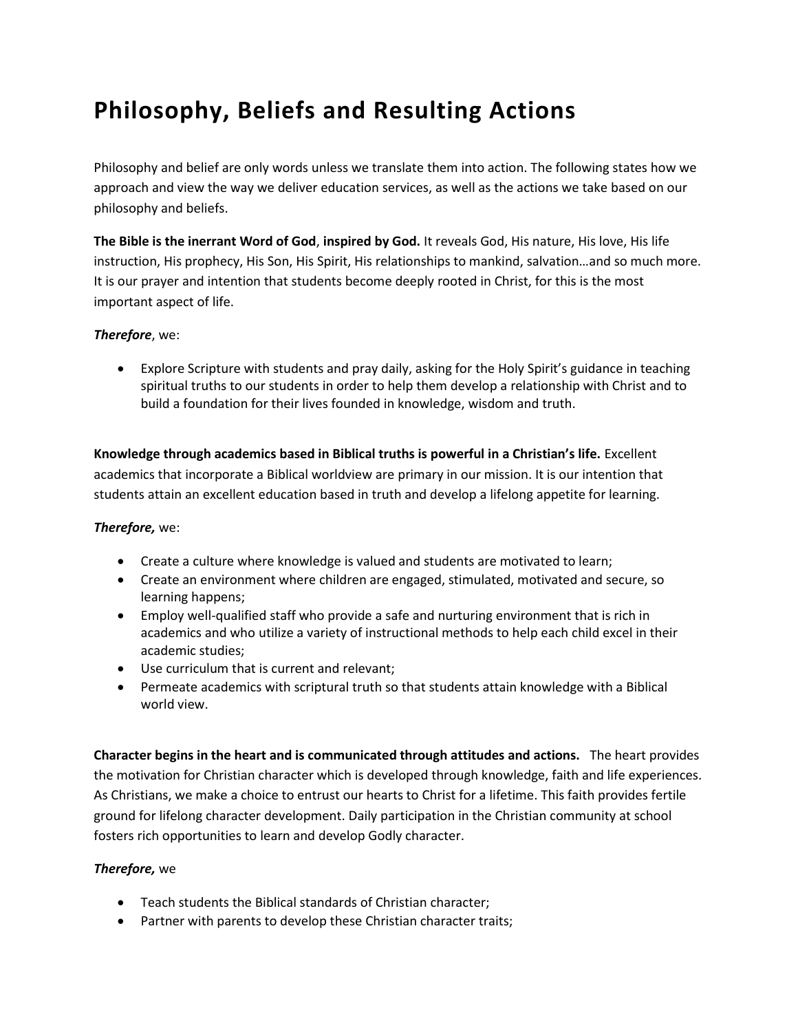# Philosophy, Beliefs and Resulting Actions

Philosophy and belief are only words unless we translate them into action. The following states how we approach and view the way we deliver education services, as well as the actions we take based on our philosophy and beliefs.

**The Bible is the inerrant Word of God**, **inspired by God.** It reveals God, His nature, His love, His life instruction, His prophecy, His Son, His Spirit, His relationships to mankind, salvation…and so much more. It is our prayer and intention that students become deeply rooted in Christ, for this is the most important aspect of life.

***Therefore***, we:

- Explore Scripture with students and pray daily, asking for the Holy Spirit's guidance in teaching spiritual truths to our students in order to help them develop a relationship with Christ and to build a foundation for their lives founded in knowledge, wisdom and truth.

**Knowledge through academics based in Biblical truths is powerful in a Christian's life.** Excellent academics that incorporate a Biblical worldview are primary in our mission. It is our intention that students attain an excellent education based in truth and develop a lifelong appetite for learning.

***Therefore,*** we:

- Create a culture where knowledge is valued and students are motivated to learn;
- Create an environment where children are engaged, stimulated, motivated and secure, so learning happens;
- Employ well-qualified staff who provide a safe and nurturing environment that is rich in academics and who utilize a variety of instructional methods to help each child excel in their academic studies;
- Use curriculum that is current and relevant;
- Permeate academics with scriptural truth so that students attain knowledge with a Biblical world view.

**Character begins in the heart and is communicated through attitudes and actions.** The heart provides the motivation for Christian character which is developed through knowledge, faith and life experiences. As Christians, we make a choice to entrust our hearts to Christ for a lifetime. This faith provides fertile ground for lifelong character development. Daily participation in the Christian community at school fosters rich opportunities to learn and develop Godly character.

***Therefore,*** we

- Teach students the Biblical standards of Christian character;
- Partner with parents to develop these Christian character traits;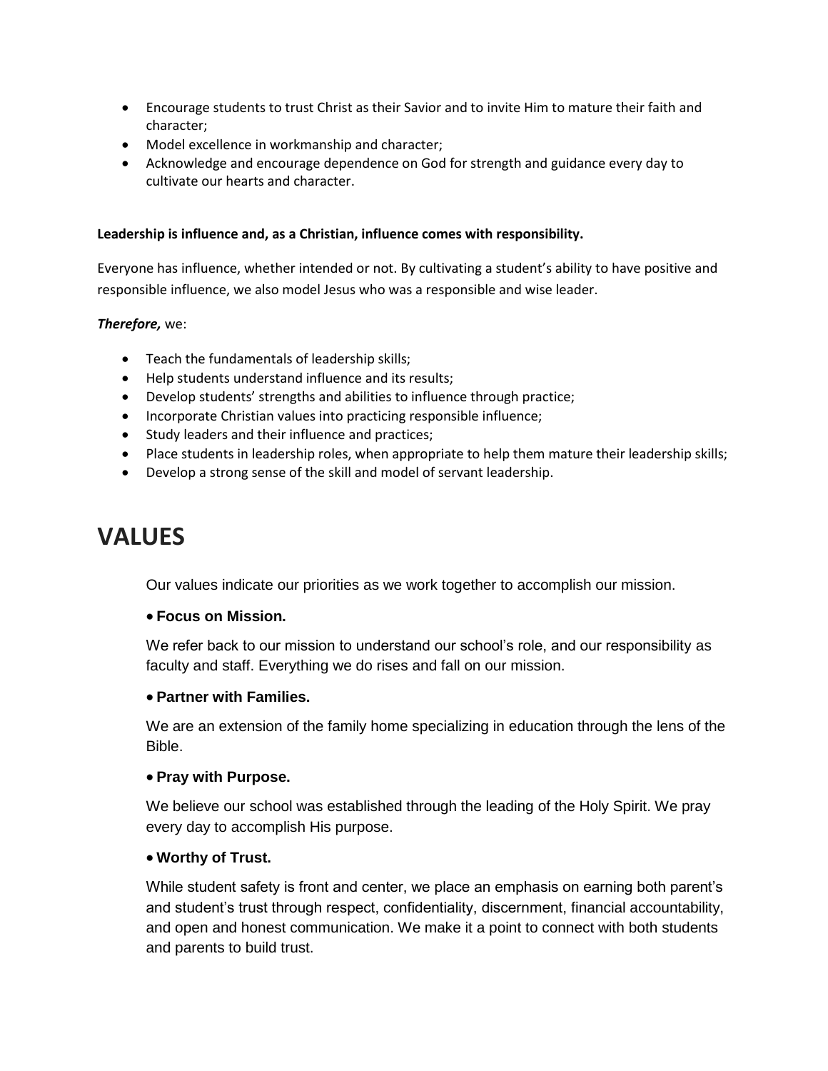- Encourage students to trust Christ as their Savior and to invite Him to mature their faith and character;
- Model excellence in workmanship and character;
- Acknowledge and encourage dependence on God for strength and guidance every day to cultivate our hearts and character.

**Leadership is influence and, as a Christian, influence comes with responsibility.**

Everyone has influence, whether intended or not. By cultivating a student's ability to have positive and responsible influence, we also model Jesus who was a responsible and wise leader.

***Therefore,*** we:

- Teach the fundamentals of leadership skills;
- Help students understand influence and its results;
- Develop students' strengths and abilities to influence through practice;
- Incorporate Christian values into practicing responsible influence;
- Study leaders and their influence and practices;
- Place students in leadership roles, when appropriate to help them mature their leadership skills;
- Develop a strong sense of the skill and model of servant leadership.

# VALUES

Our values indicate our priorities as we work together to accomplish our mission.

- **Focus on Mission.**

We refer back to our mission to understand our school's role, and our responsibility as faculty and staff. Everything we do rises and fall on our mission.

- **Partner with Families.**

We are an extension of the family home specializing in education through the lens of the Bible.

- **Pray with Purpose.**

We believe our school was established through the leading of the Holy Spirit. We pray every day to accomplish His purpose.

- **Worthy of Trust.**

While student safety is front and center, we place an emphasis on earning both parent's and student's trust through respect, confidentiality, discernment, financial accountability, and open and honest communication. We make it a point to connect with both students and parents to build trust.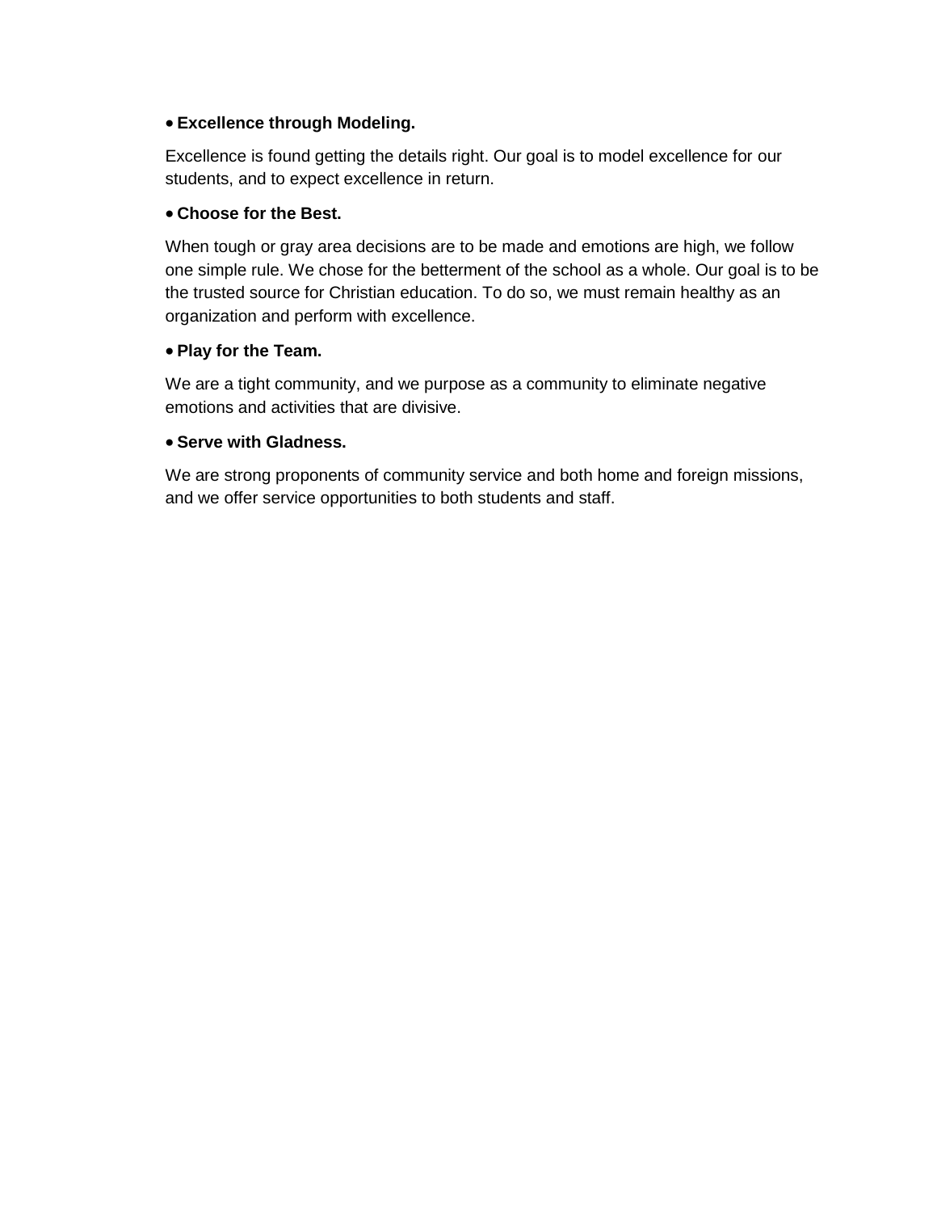- **Excellence through Modeling.**

Excellence is found getting the details right. Our goal is to model excellence for our students, and to expect excellence in return.

- **Choose for the Best.**

When tough or gray area decisions are to be made and emotions are high, we follow one simple rule. We chose for the betterment of the school as a whole. Our goal is to be the trusted source for Christian education. To do so, we must remain healthy as an organization and perform with excellence.

- **Play for the Team.**

We are a tight community, and we purpose as a community to eliminate negative emotions and activities that are divisive.

- **Serve with Gladness.**

We are strong proponents of community service and both home and foreign missions, and we offer service opportunities to both students and staff.